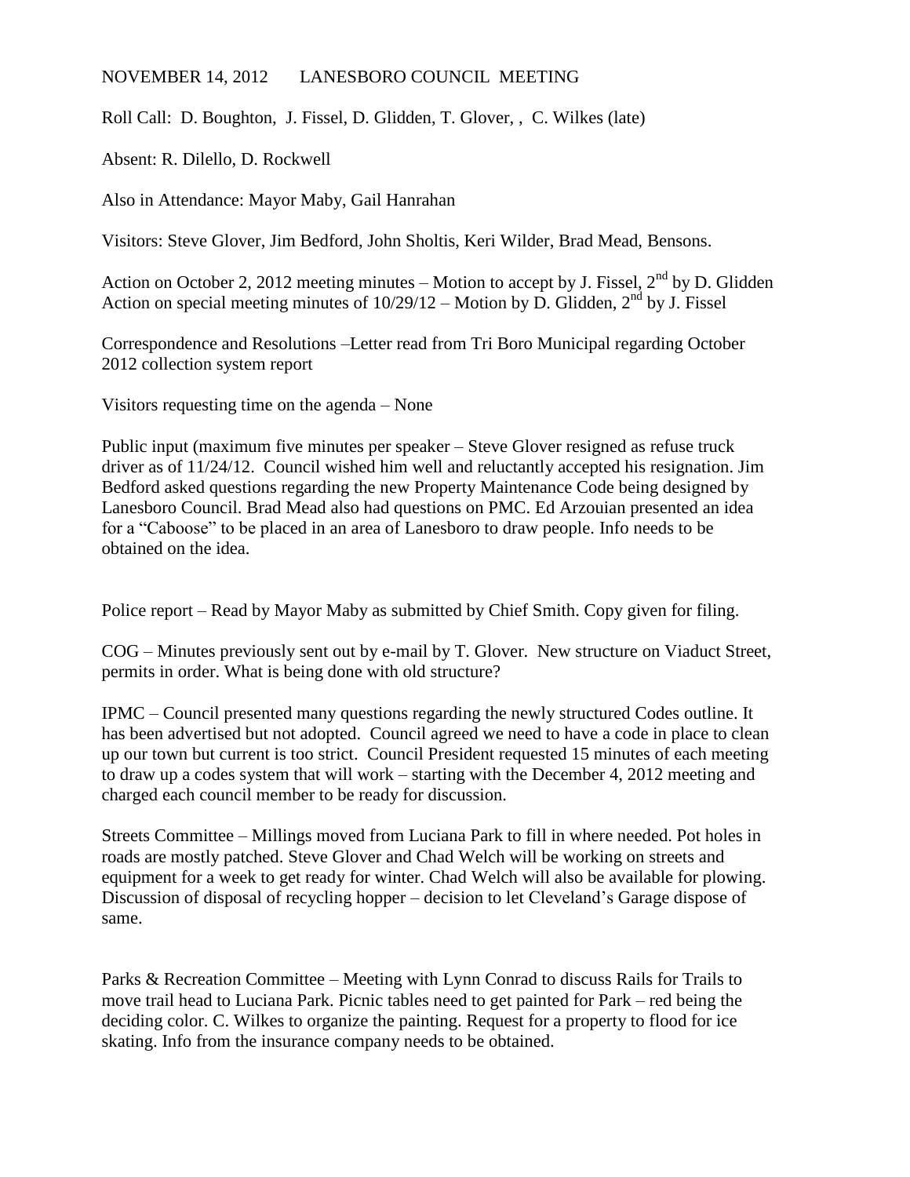NOVEMBER 14, 2012 LANESBORO COUNCIL MEETING

Roll Call: D. Boughton, J. Fissel, D. Glidden, T. Glover, , C. Wilkes (late)

Absent: R. Dilello, D. Rockwell

Also in Attendance: Mayor Maby, Gail Hanrahan

Visitors: Steve Glover, Jim Bedford, John Sholtis, Keri Wilder, Brad Mead, Bensons.

Action on October 2, 2012 meeting minutes – Motion to accept by J. Fissel, 2nd by D. Glidden
Action on special meeting minutes of 10/29/12 – Motion by D. Glidden, 2nd by J. Fissel

Correspondence and Resolutions –Letter read from Tri Boro Municipal regarding October 2012 collection system report

Visitors requesting time on the agenda – None

Public input (maximum five minutes per speaker – Steve Glover resigned as refuse truck driver as of 11/24/12. Council wished him well and reluctantly accepted his resignation. Jim Bedford asked questions regarding the new Property Maintenance Code being designed by Lanesboro Council. Brad Mead also had questions on PMC. Ed Arzouian presented an idea for a "Caboose" to be placed in an area of Lanesboro to draw people. Info needs to be obtained on the idea.

Police report – Read by Mayor Maby as submitted by Chief Smith. Copy given for filing.

COG – Minutes previously sent out by e-mail by T. Glover. New structure on Viaduct Street, permits in order. What is being done with old structure?

IPMC – Council presented many questions regarding the newly structured Codes outline. It has been advertised but not adopted. Council agreed we need to have a code in place to clean up our town but current is too strict. Council President requested 15 minutes of each meeting to draw up a codes system that will work – starting with the December 4, 2012 meeting and charged each council member to be ready for discussion.

Streets Committee – Millings moved from Luciana Park to fill in where needed. Pot holes in roads are mostly patched. Steve Glover and Chad Welch will be working on streets and equipment for a week to get ready for winter. Chad Welch will also be available for plowing. Discussion of disposal of recycling hopper – decision to let Cleveland's Garage dispose of same.

Parks & Recreation Committee – Meeting with Lynn Conrad to discuss Rails for Trails to move trail head to Luciana Park. Picnic tables need to get painted for Park – red being the deciding color. C. Wilkes to organize the painting. Request for a property to flood for ice skating. Info from the insurance company needs to be obtained.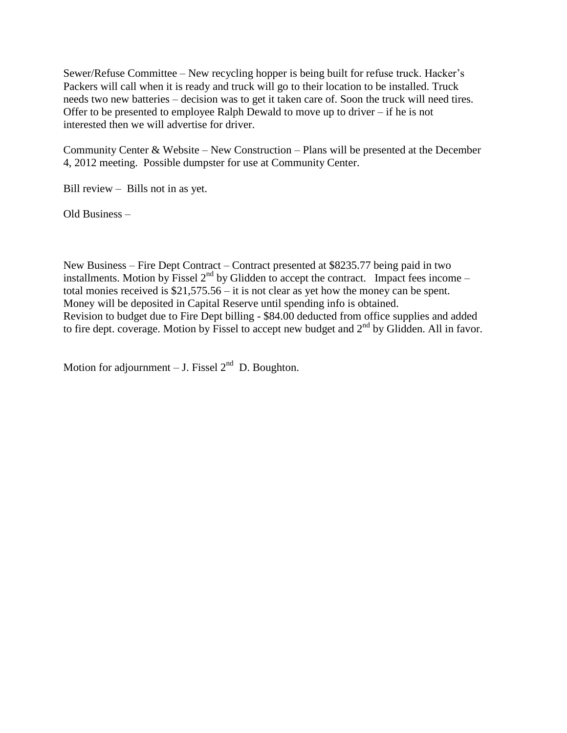Sewer/Refuse Committee – New recycling hopper is being built for refuse truck. Hacker's Packers will call when it is ready and truck will go to their location to be installed. Truck needs two new batteries – decision was to get it taken care of. Soon the truck will need tires. Offer to be presented to employee Ralph Dewald to move up to driver – if he is not interested then we will advertise for driver.

Community Center & Website – New Construction – Plans will be presented at the December 4, 2012 meeting. Possible dumpster for use at Community Center.

Bill review – Bills not in as yet.

Old Business –

New Business – Fire Dept Contract – Contract presented at $8235.77 being paid in two installments. Motion by Fissel 2nd by Glidden to accept the contract. Impact fees income – total monies received is $21,575.56 – it is not clear as yet how the money can be spent. Money will be deposited in Capital Reserve until spending info is obtained.
Revision to budget due to Fire Dept billing - $84.00 deducted from office supplies and added to fire dept. coverage. Motion by Fissel to accept new budget and 2nd by Glidden. All in favor.

Motion for adjournment – J. Fissel 2nd D. Boughton.